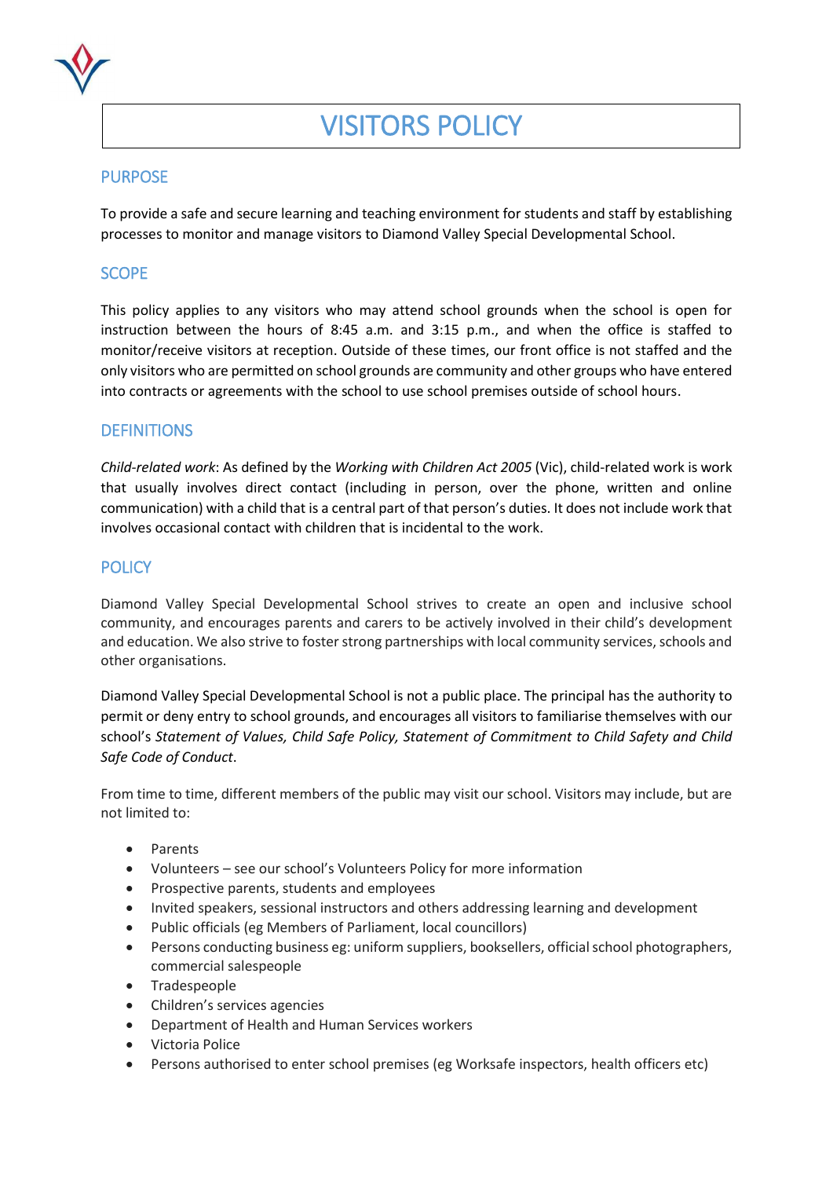# VISITORS POLICY

## PURPOSE

To provide a safe and secure learning and teaching environment for students and staff by establishing processes to monitor and manage visitors to Diamond Valley Special Developmental School.

## SCOPE

This policy applies to any visitors who may attend school grounds when the school is open for instruction between the hours of 8:45 a.m. and 3:15 p.m., and when the office is staffed to monitor/receive visitors at reception. Outside of these times, our front office is not staffed and the only visitors who are permitted on school grounds are community and other groups who have entered into contracts or agreements with the school to use school premises outside of school hours.

## DEFINITIONS

*Child-related work*: As defined by the *Working with Children Act 2005* (Vic), child-related work is work that usually involves direct contact (including in person, over the phone, written and online communication) with a child that is a central part of that person's duties. It does not include work that involves occasional contact with children that is incidental to the work.

## POLICY

Diamond Valley Special Developmental School strives to create an open and inclusive school community, and encourages parents and carers to be actively involved in their child's development and education. We also strive to foster strong partnerships with local community services, schools and other organisations.

Diamond Valley Special Developmental School is not a public place. The principal has the authority to permit or deny entry to school grounds, and encourages all visitors to familiarise themselves with our school's *Statement of Values, Child Safe Policy, Statement of Commitment to Child Safety and Child Safe Code of Conduct*.

From time to time, different members of the public may visit our school. Visitors may include, but are not limited to:

- Parents
- Volunteers – see our school's Volunteers Policy for more information
- Prospective parents, students and employees
- Invited speakers, sessional instructors and others addressing learning and development
- Public officials (eg Members of Parliament, local councillors)
- Persons conducting business eg: uniform suppliers, booksellers, official school photographers, commercial salespeople
- Tradespeople
- Children's services agencies
- Department of Health and Human Services workers
- Victoria Police
- Persons authorised to enter school premises (eg Worksafe inspectors, health officers etc)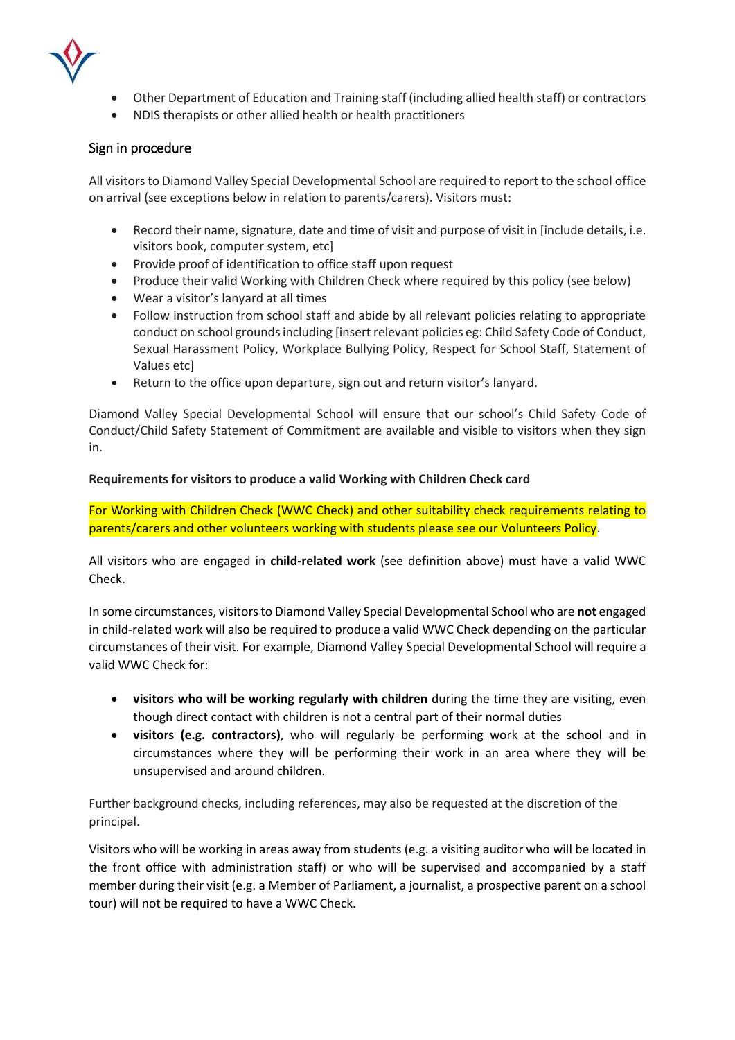- Other Department of Education and Training staff (including allied health staff) or contractors
- NDIS therapists or other allied health or health practitioners

## Sign in procedure

All visitors to Diamond Valley Special Developmental School are required to report to the school office on arrival (see exceptions below in relation to parents/carers). Visitors must:

- Record their name, signature, date and time of visit and purpose of visit in [include details, i.e. visitors book, computer system, etc]
- Provide proof of identification to office staff upon request
- Produce their valid Working with Children Check where required by this policy (see below)
- Wear a visitor's lanyard at all times
- Follow instruction from school staff and abide by all relevant policies relating to appropriate conduct on school grounds including [insert relevant policies eg: Child Safety Code of Conduct, Sexual Harassment Policy, Workplace Bullying Policy, Respect for School Staff, Statement of Values etc]
- Return to the office upon departure, sign out and return visitor's lanyard.

Diamond Valley Special Developmental School will ensure that our school's Child Safety Code of Conduct/Child Safety Statement of Commitment are available and visible to visitors when they sign in.

**Requirements for visitors to produce a valid Working with Children Check card**

For Working with Children Check (WWC Check) and other suitability check requirements relating to parents/carers and other volunteers working with students please see our Volunteers Policy.

All visitors who are engaged in **child-related work** (see definition above) must have a valid WWC Check.

In some circumstances, visitors to Diamond Valley Special Developmental School who are **not** engaged in child-related work will also be required to produce a valid WWC Check depending on the particular circumstances of their visit. For example, Diamond Valley Special Developmental School will require a valid WWC Check for:

- **visitors who will be working regularly with children** during the time they are visiting, even though direct contact with children is not a central part of their normal duties
- **visitors (e.g. contractors)**, who will regularly be performing work at the school and in circumstances where they will be performing their work in an area where they will be unsupervised and around children.

Further background checks, including references, may also be requested at the discretion of the principal.

Visitors who will be working in areas away from students (e.g. a visiting auditor who will be located in the front office with administration staff) or who will be supervised and accompanied by a staff member during their visit (e.g. a Member of Parliament, a journalist, a prospective parent on a school tour) will not be required to have a WWC Check.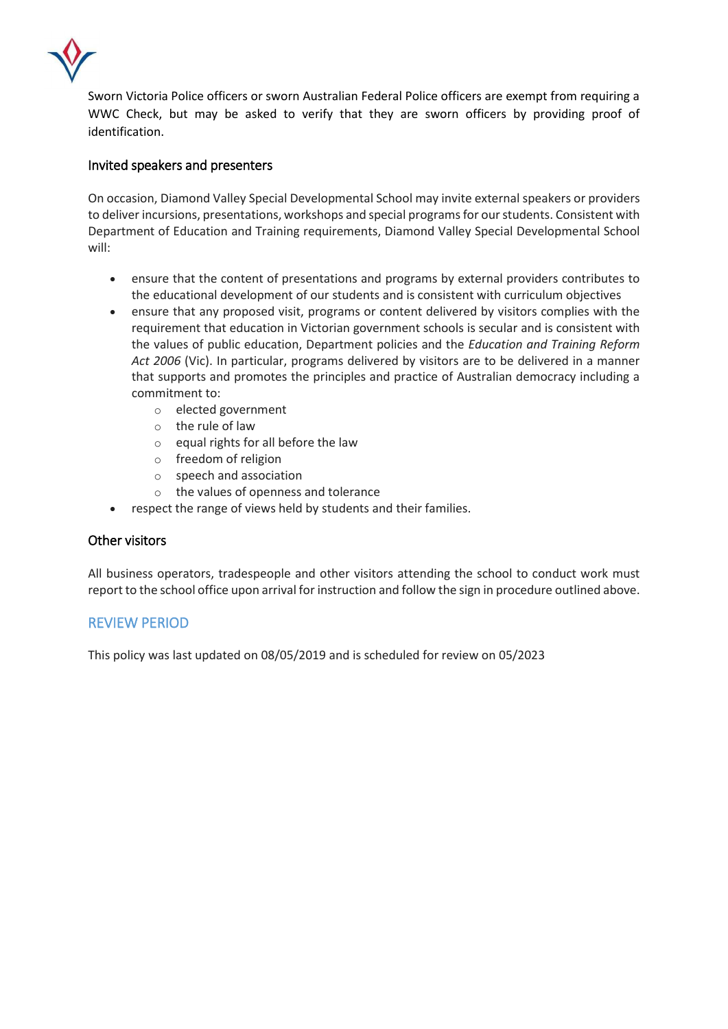Sworn Victoria Police officers or sworn Australian Federal Police officers are exempt from requiring a WWC Check, but may be asked to verify that they are sworn officers by providing proof of identification.

### Invited speakers and presenters

On occasion, Diamond Valley Special Developmental School may invite external speakers or providers to deliver incursions, presentations, workshops and special programs for our students. Consistent with Department of Education and Training requirements, Diamond Valley Special Developmental School will:

- ensure that the content of presentations and programs by external providers contributes to the educational development of our students and is consistent with curriculum objectives
- ensure that any proposed visit, programs or content delivered by visitors complies with the requirement that education in Victorian government schools is secular and is consistent with the values of public education, Department policies and the *Education and Training Reform Act 2006* (Vic). In particular, programs delivered by visitors are to be delivered in a manner that supports and promotes the principles and practice of Australian democracy including a commitment to:
    - elected government
    - the rule of law
    - equal rights for all before the law
    - freedom of religion
    - speech and association
    - the values of openness and tolerance
- respect the range of views held by students and their families.

### Other visitors

All business operators, tradespeople and other visitors attending the school to conduct work must report to the school office upon arrival for instruction and follow the sign in procedure outlined above.

## REVIEW PERIOD

This policy was last updated on 08/05/2019 and is scheduled for review on 05/2023